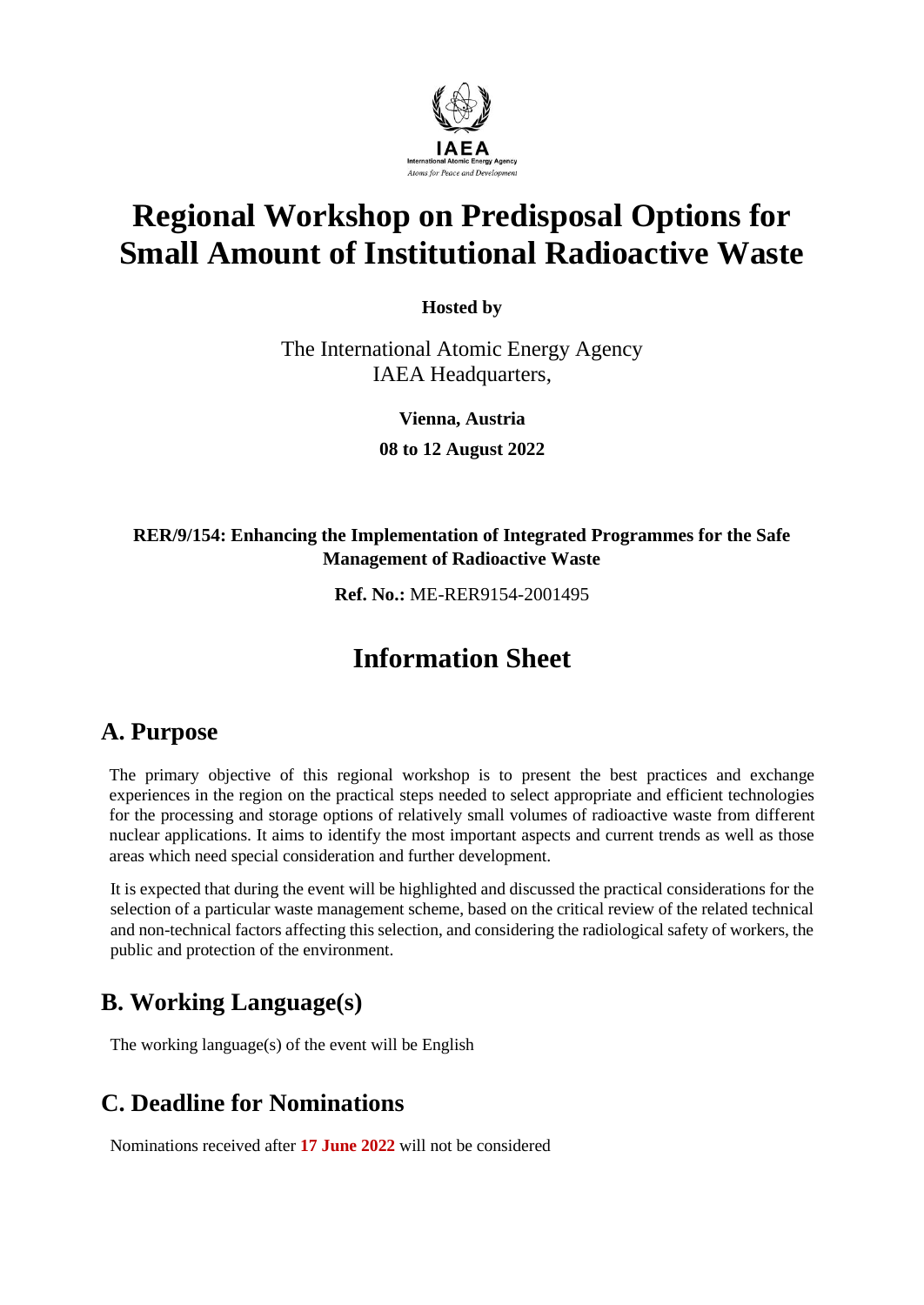# Regional Workshop on Predisposal Options for Small Amount of Institutional Radioactive Waste

**Hosted by**

The International Atomic Energy Agency
IAEA Headquarters,

**Vienna, Austria**

**08 to 12 August 2022**

**RER/9/154: Enhancing the Implementation of Integrated Programmes for the Safe Management of Radioactive Waste**

**Ref. No.:** ME-RER9154-2001495

# Information Sheet

## A. Purpose

The primary objective of this regional workshop is to present the best practices and exchange experiences in the region on the practical steps needed to select appropriate and efficient technologies for the processing and storage options of relatively small volumes of radioactive waste from different nuclear applications. It aims to identify the most important aspects and current trends as well as those areas which need special consideration and further development.

It is expected that during the event will be highlighted and discussed the practical considerations for the selection of a particular waste management scheme, based on the critical review of the related technical and non-technical factors affecting this selection, and considering the radiological safety of workers, the public and protection of the environment.

## B. Working Language(s)

The working language(s) of the event will be English

## C. Deadline for Nominations

Nominations received after **17 June 2022** will not be considered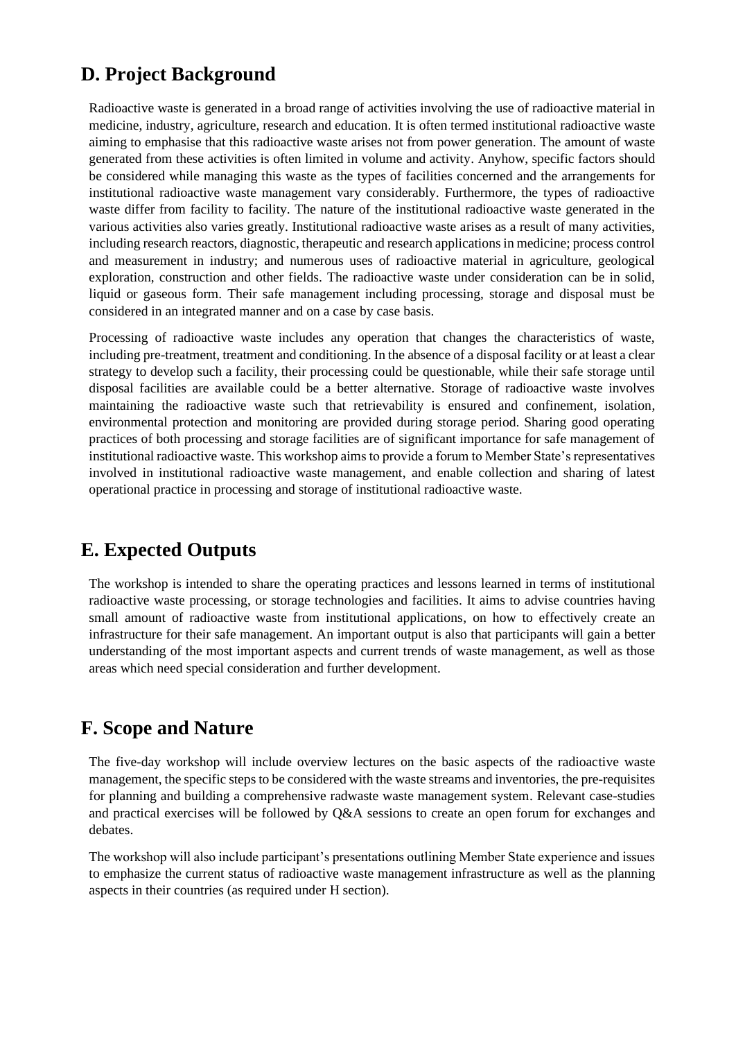## D. Project Background

Radioactive waste is generated in a broad range of activities involving the use of radioactive material in medicine, industry, agriculture, research and education. It is often termed institutional radioactive waste aiming to emphasise that this radioactive waste arises not from power generation. The amount of waste generated from these activities is often limited in volume and activity. Anyhow, specific factors should be considered while managing this waste as the types of facilities concerned and the arrangements for institutional radioactive waste management vary considerably. Furthermore, the types of radioactive waste differ from facility to facility. The nature of the institutional radioactive waste generated in the various activities also varies greatly. Institutional radioactive waste arises as a result of many activities, including research reactors, diagnostic, therapeutic and research applications in medicine; process control and measurement in industry; and numerous uses of radioactive material in agriculture, geological exploration, construction and other fields. The radioactive waste under consideration can be in solid, liquid or gaseous form. Their safe management including processing, storage and disposal must be considered in an integrated manner and on a case by case basis.

Processing of radioactive waste includes any operation that changes the characteristics of waste, including pre-treatment, treatment and conditioning. In the absence of a disposal facility or at least a clear strategy to develop such a facility, their processing could be questionable, while their safe storage until disposal facilities are available could be a better alternative. Storage of radioactive waste involves maintaining the radioactive waste such that retrievability is ensured and confinement, isolation, environmental protection and monitoring are provided during storage period. Sharing good operating practices of both processing and storage facilities are of significant importance for safe management of institutional radioactive waste. This workshop aims to provide a forum to Member State's representatives involved in institutional radioactive waste management, and enable collection and sharing of latest operational practice in processing and storage of institutional radioactive waste.

## E. Expected Outputs

The workshop is intended to share the operating practices and lessons learned in terms of institutional radioactive waste processing, or storage technologies and facilities. It aims to advise countries having small amount of radioactive waste from institutional applications, on how to effectively create an infrastructure for their safe management. An important output is also that participants will gain a better understanding of the most important aspects and current trends of waste management, as well as those areas which need special consideration and further development.

## F. Scope and Nature

The five-day workshop will include overview lectures on the basic aspects of the radioactive waste management, the specific steps to be considered with the waste streams and inventories, the pre-requisites for planning and building a comprehensive radwaste waste management system. Relevant case-studies and practical exercises will be followed by Q&A sessions to create an open forum for exchanges and debates.

The workshop will also include participant's presentations outlining Member State experience and issues to emphasize the current status of radioactive waste management infrastructure as well as the planning aspects in their countries (as required under H section).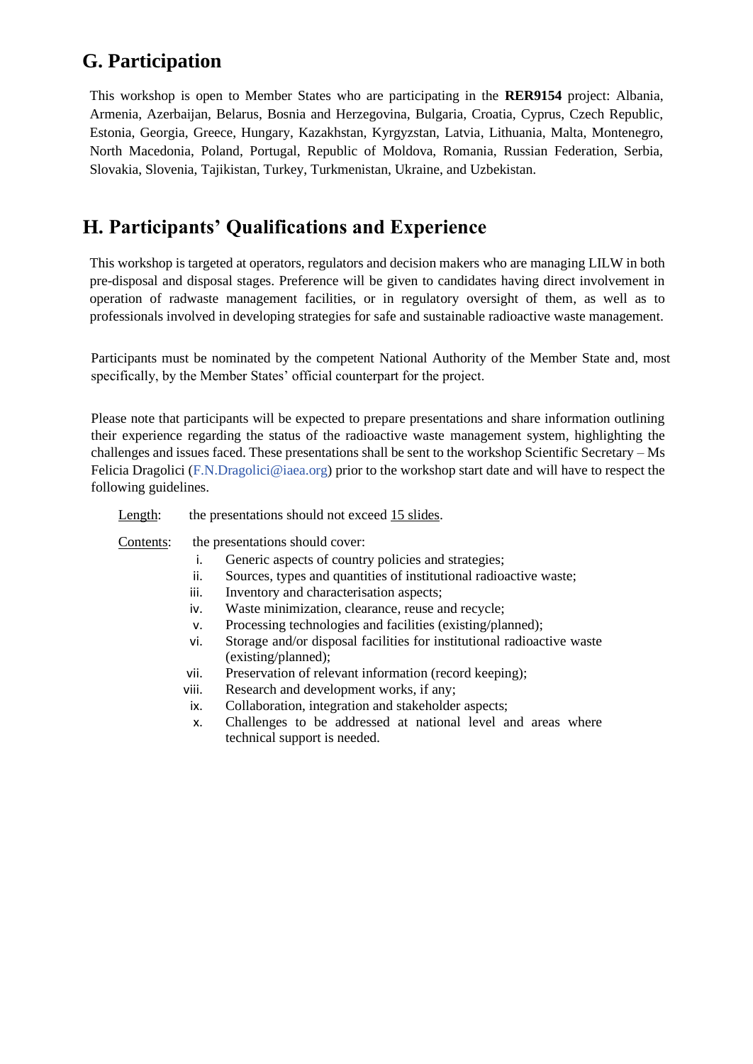## G. Participation

This workshop is open to Member States who are participating in the **RER9154** project: Albania, Armenia, Azerbaijan, Belarus, Bosnia and Herzegovina, Bulgaria, Croatia, Cyprus, Czech Republic, Estonia, Georgia, Greece, Hungary, Kazakhstan, Kyrgyzstan, Latvia, Lithuania, Malta, Montenegro, North Macedonia, Poland, Portugal, Republic of Moldova, Romania, Russian Federation, Serbia, Slovakia, Slovenia, Tajikistan, Turkey, Turkmenistan, Ukraine, and Uzbekistan.

## H. Participants' Qualifications and Experience

This workshop is targeted at operators, regulators and decision makers who are managing LILW in both pre-disposal and disposal stages. Preference will be given to candidates having direct involvement in operation of radwaste management facilities, or in regulatory oversight of them, as well as to professionals involved in developing strategies for safe and sustainable radioactive waste management.

Participants must be nominated by the competent National Authority of the Member State and, most specifically, by the Member States' official counterpart for the project.

Please note that participants will be expected to prepare presentations and share information outlining their experience regarding the status of the radioactive waste management system, highlighting the challenges and issues faced. These presentations shall be sent to the workshop Scientific Secretary – Ms Felicia Dragolici (F.N.Dragolici@iaea.org) prior to the workshop start date and will have to respect the following guidelines.

Length: the presentations should not exceed 15 slides.

Contents: the presentations should cover:

i. Generic aspects of country policies and strategies;
ii. Sources, types and quantities of institutional radioactive waste;
iii. Inventory and characterisation aspects;
iv. Waste minimization, clearance, reuse and recycle;
v. Processing technologies and facilities (existing/planned);
vi. Storage and/or disposal facilities for institutional radioactive waste (existing/planned);
vii. Preservation of relevant information (record keeping);
viii. Research and development works, if any;
ix. Collaboration, integration and stakeholder aspects;
x. Challenges to be addressed at national level and areas where technical support is needed.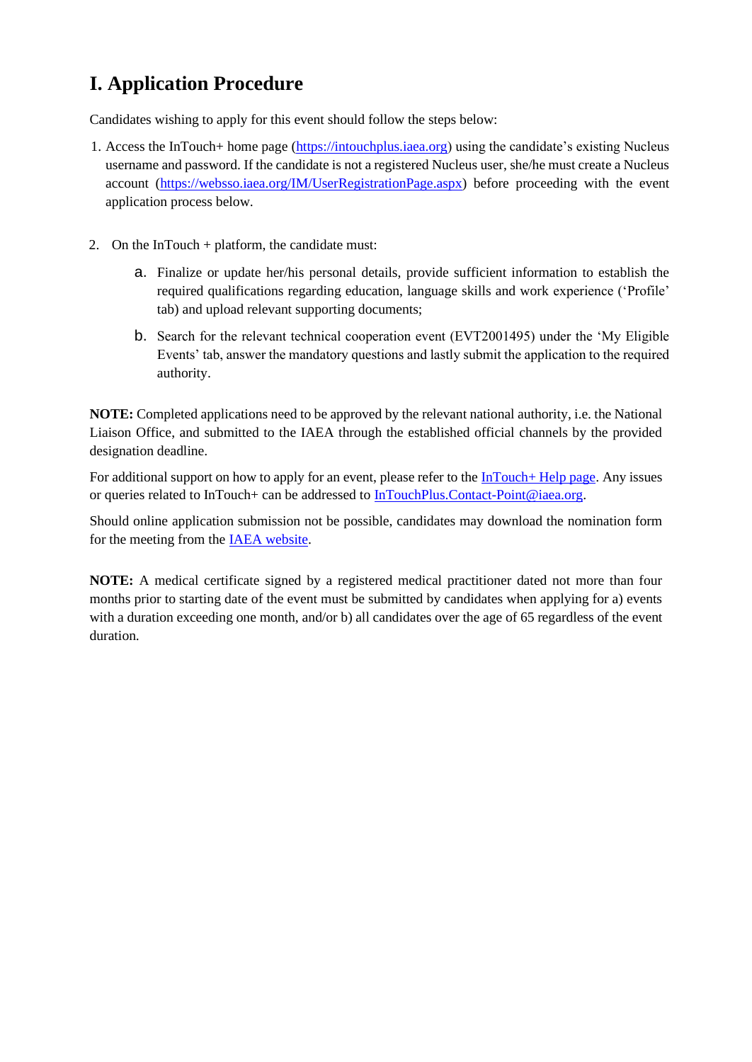# I. Application Procedure

Candidates wishing to apply for this event should follow the steps below:

1. Access the InTouch+ home page (https://intouchplus.iaea.org) using the candidate's existing Nucleus username and password. If the candidate is not a registered Nucleus user, she/he must create a Nucleus account (https://websso.iaea.org/IM/UserRegistrationPage.aspx) before proceeding with the event application process below.

2. On the InTouch + platform, the candidate must:

   a. Finalize or update her/his personal details, provide sufficient information to establish the required qualifications regarding education, language skills and work experience ('Profile' tab) and upload relevant supporting documents;

   b. Search for the relevant technical cooperation event (EVT2001495) under the 'My Eligible Events' tab, answer the mandatory questions and lastly submit the application to the required authority.

**NOTE:** Completed applications need to be approved by the relevant national authority, i.e. the National Liaison Office, and submitted to the IAEA through the established official channels by the provided designation deadline.

For additional support on how to apply for an event, please refer to the InTouch+ Help page. Any issues or queries related to InTouch+ can be addressed to InTouchPlus.Contact-Point@iaea.org.

Should online application submission not be possible, candidates may download the nomination form for the meeting from the IAEA website.

**NOTE:** A medical certificate signed by a registered medical practitioner dated not more than four months prior to starting date of the event must be submitted by candidates when applying for a) events with a duration exceeding one month, and/or b) all candidates over the age of 65 regardless of the event duration.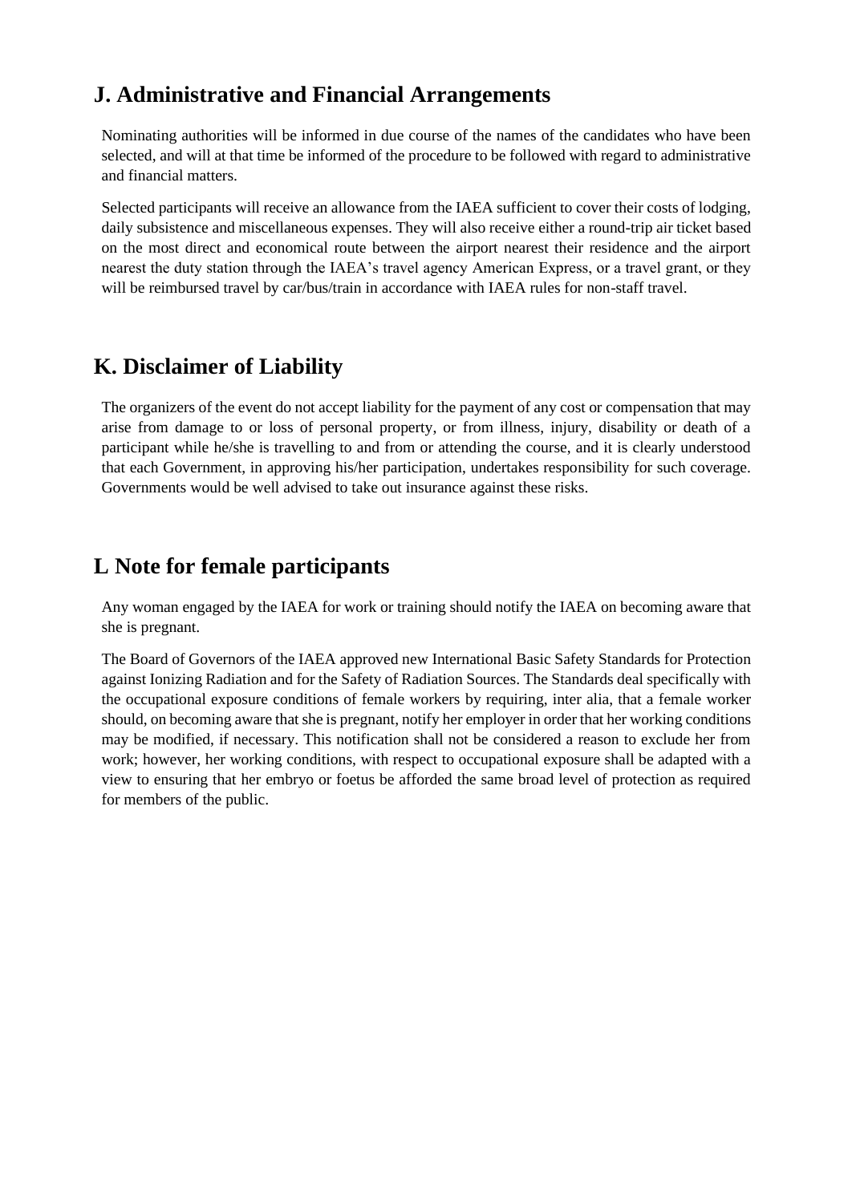## J. Administrative and Financial Arrangements

Nominating authorities will be informed in due course of the names of the candidates who have been selected, and will at that time be informed of the procedure to be followed with regard to administrative and financial matters.

Selected participants will receive an allowance from the IAEA sufficient to cover their costs of lodging, daily subsistence and miscellaneous expenses. They will also receive either a round-trip air ticket based on the most direct and economical route between the airport nearest their residence and the airport nearest the duty station through the IAEA's travel agency American Express, or a travel grant, or they will be reimbursed travel by car/bus/train in accordance with IAEA rules for non-staff travel.

## K. Disclaimer of Liability

The organizers of the event do not accept liability for the payment of any cost or compensation that may arise from damage to or loss of personal property, or from illness, injury, disability or death of a participant while he/she is travelling to and from or attending the course, and it is clearly understood that each Government, in approving his/her participation, undertakes responsibility for such coverage. Governments would be well advised to take out insurance against these risks.

## L Note for female participants

Any woman engaged by the IAEA for work or training should notify the IAEA on becoming aware that she is pregnant.

The Board of Governors of the IAEA approved new International Basic Safety Standards for Protection against Ionizing Radiation and for the Safety of Radiation Sources. The Standards deal specifically with the occupational exposure conditions of female workers by requiring, inter alia, that a female worker should, on becoming aware that she is pregnant, notify her employer in order that her working conditions may be modified, if necessary. This notification shall not be considered a reason to exclude her from work; however, her working conditions, with respect to occupational exposure shall be adapted with a view to ensuring that her embryo or foetus be afforded the same broad level of protection as required for members of the public.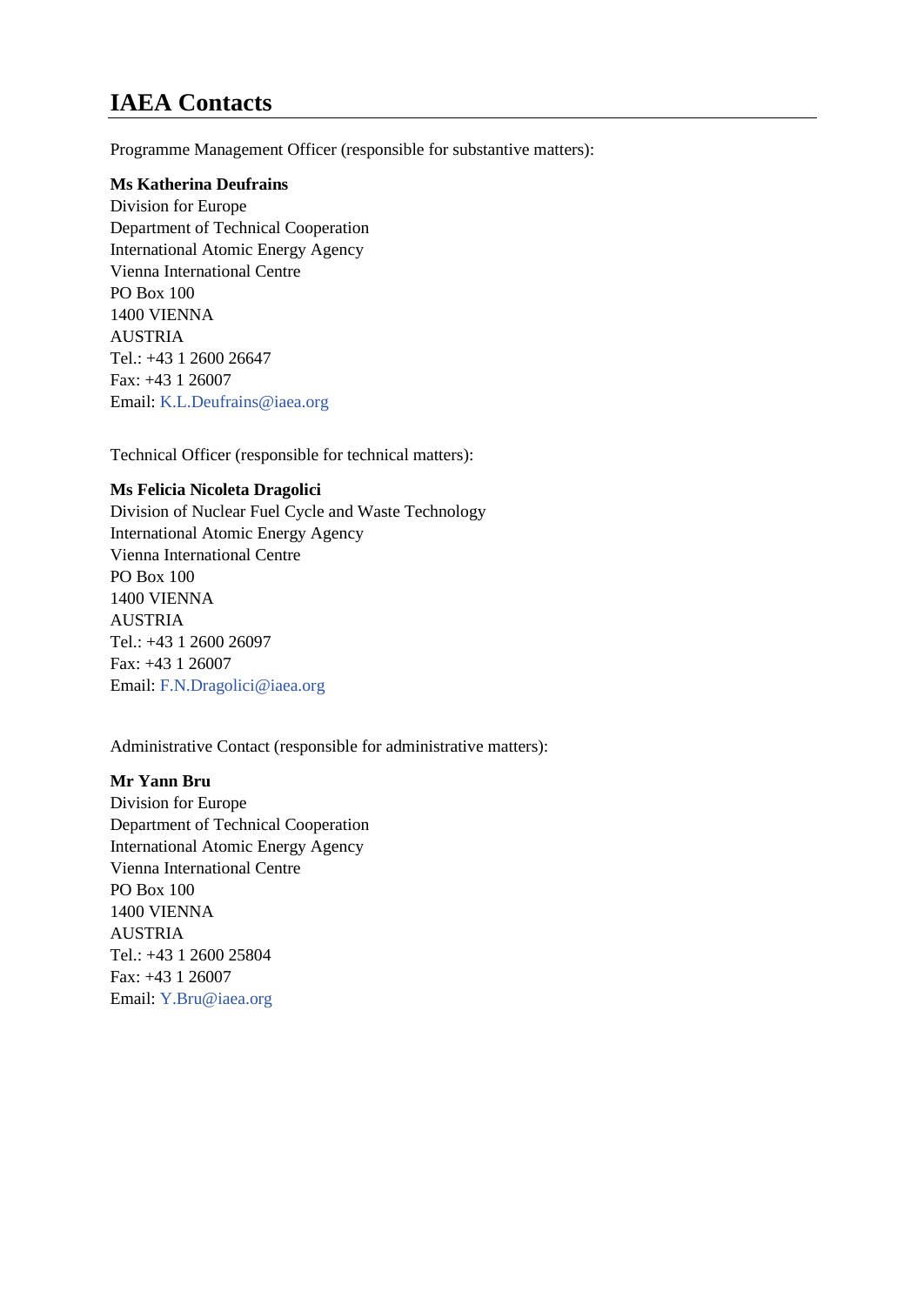# IAEA Contacts

Programme Management Officer (responsible for substantive matters):

**Ms Katherina Deufrains**
Division for Europe
Department of Technical Cooperation
International Atomic Energy Agency
Vienna International Centre
PO Box 100
1400 VIENNA
AUSTRIA
Tel.: +43 1 2600 26647
Fax: +43 1 26007
Email: K.L.Deufrains@iaea.org

Technical Officer (responsible for technical matters):

**Ms Felicia Nicoleta Dragolici**
Division of Nuclear Fuel Cycle and Waste Technology
International Atomic Energy Agency
Vienna International Centre
PO Box 100
1400 VIENNA
AUSTRIA
Tel.: +43 1 2600 26097
Fax: +43 1 26007
Email: F.N.Dragolici@iaea.org

Administrative Contact (responsible for administrative matters):

**Mr Yann Bru**
Division for Europe
Department of Technical Cooperation
International Atomic Energy Agency
Vienna International Centre
PO Box 100
1400 VIENNA
AUSTRIA
Tel.: +43 1 2600 25804
Fax: +43 1 26007
Email: Y.Bru@iaea.org